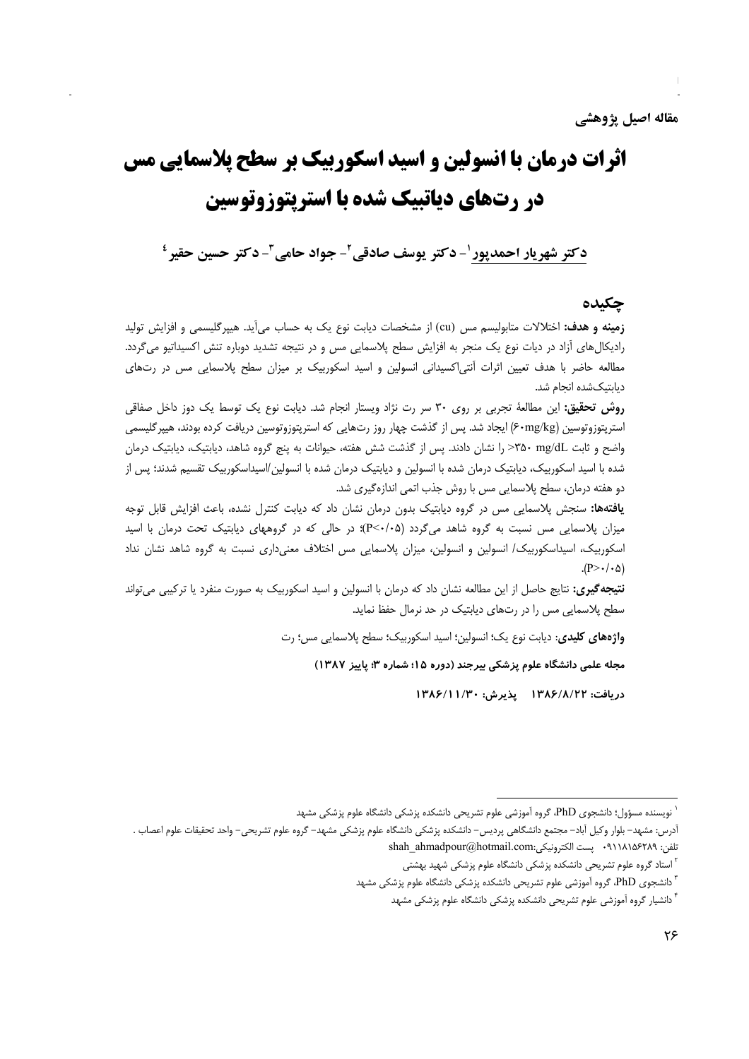مقاله اصیل پژوهشی

# اثرات درمان با انسولین و اسید اسکوربیک بر سطح پلاسمایی مس در رت‌های دیاتبیک شده با استرپتوزوتوسین

دکتر شهریار احمدپور[1]- دکتر یوسف صادقی[2]- جواد حامی[3]- دکتر حسین حقیر[4]

## چکیده

**زمینه و هدف:** اختلالات متابولیسم مس (cu) از مشخصات دیابت نوع یک به حساب می‌آید. هیپرگلیسمی و افزایش تولید رادیکال‌های آزاد در دیات نوع یک منجر به افزایش سطح پلاسمایی مس و در نتیجه تشدید دوباره تنش اکسیداتیو می‌گردد. مطالعه حاضر با هدف تعیین اثرات آنتی‌اکسیدانی انسولین و اسید اسکوربیک بر میزان سطح پلاسمایی مس در رت‌های دیابتیک‌شده انجام شد.

**روش تحقیق:** این مطالعهٔ تجربی بر روی ۳۰ سر رت نژاد ویستار انجام شد. دیابت نوع یک توسط یک دوز داخل صفاقی استرپتوزوتوسین (۶۰mg/kg) ایجاد شد. پس از گذشت چهار روز رت‌هایی که استرپتوزوتوسین دریافت کرده بودند، هیپرگلیسمی واضح و ثابت ۳۵۰ mg/dL< را نشان دادند. پس از گذشت شش هفته، حیوانات به پنج گروه شاهد، دیابتیک، دیابتیک درمان شده با اسید اسکوربیک، دیابتیک درمان شده با انسولین و دیابتیک درمان شده با انسولین/اسیداسکوربیک تقسیم شدند؛ پس از دو هفته درمان، سطح پلاسمایی مس با روش جذب اتمی اندازه‌گیری شد.

**یافته‌ها:** سنجش پلاسمایی مس در گروه دیابتیک بدون درمان نشان داد که دیابت کنترل نشده، باعث افزایش قابل توجه میزان پلاسمایی مس نسبت به گروه شاهد می‌گردد (P<۰/۰۵)؛ در حالی که در گروههای دیابتیک تحت درمان با اسید اسکوربیک، اسیداسکوربیک/ انسولین و انسولین، میزان پلاسمایی مس اختلاف معنی‌داری نسبت به گروه شاهد نشان نداد (P>۰/۰۵).

**نتیجه‌گیری:** نتایج حاصل از این مطالعه نشان داد که درمان با انسولین و اسید اسکوربیک به صورت منفرد یا ترکیبی می‌تواند سطح پلاسمایی مس را در رت‌های دیابتیک در حد نرمال حفظ نماید.

**واژه‌های کلیدی:** دیابت نوع یک؛ انسولین؛ اسید اسکوربیک؛ سطح پلاسمایی مس؛ رت

**مجله علمی دانشگاه علوم پزشکی بیرجند (دوره ۱۵؛ شماره ۳؛ پاییز ۱۳۸۷)**

**دریافت: ۱۳۸۶/۸/۲۲ پذیرش: ۱۳۸۶/۱۱/۳۰**

---

[1] نویسنده مسؤول؛ دانشجوی PhD، گروه آموزشی علوم تشریحی دانشکده پزشکی دانشگاه علوم پزشکی مشهد

آدرس: مشهد- بلوار وکیل آباد- مجتمع دانشگاهی پردیس- دانشکده پزشکی دانشگاه علوم پزشکی مشهد- گروه علوم تشریحی- واحد تحقیقات علوم اعصاب .

تلفن: ۰۹۱۱۸۱۵۶۲۸۹ پست الکترونیکی:shah_ahmadpour@hotmail.com

[2] استاد گروه علوم تشریحی دانشکده پزشکی دانشگاه علوم پزشکی شهید بهشتی

[3] دانشجوی PhD، گروه آموزشی علوم تشریحی دانشکده پزشکی دانشگاه علوم پزشکی مشهد

[4] دانشیار گروه آموزشی علوم تشریحی دانشکده پزشکی دانشگاه علوم پزشکی مشهد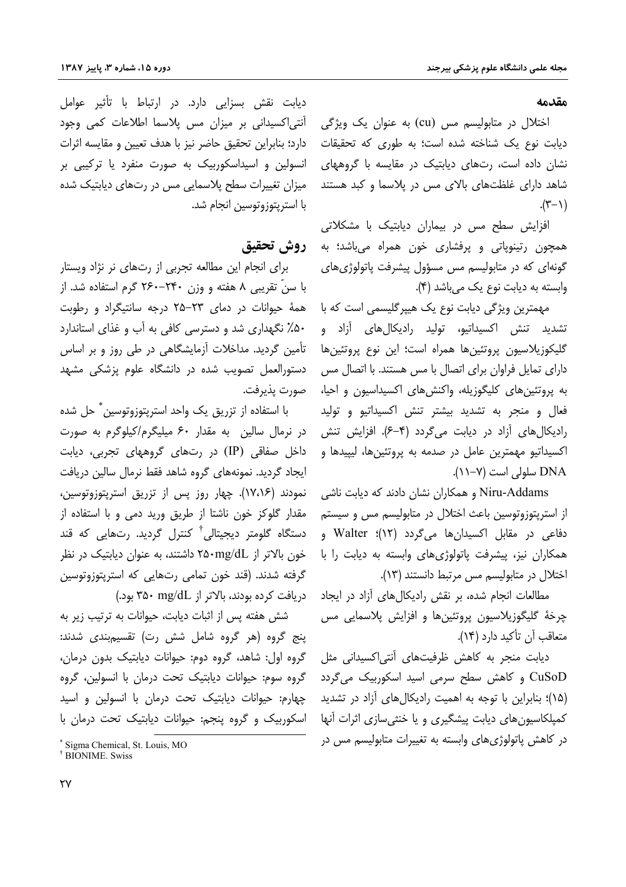## مقدمه

اختلال در متابولیسم مس (cu) به عنوان یک ویژگی دیابت نوع یک شناخته شده است؛ به طوری که تحقیقات نشان داده است، رت‌های دیابتیک در مقایسه با گروههای شاهد دارای غلظت‌های بالای مس در پلاسما و کبد هستند (۱-۳).

افزایش سطح مس در بیماران دیابتیک با مشکلاتی همچون رتینوپاتی و پرفشاری خون همراه می‌باشد؛ به گونه‌ای که در متابولیسم مس مسؤول پیشرفت پاتولوژی‌های وابسته به دیابت نوع یک می‌باشد (۴).

مهمترین ویژگی دیابت نوع یک هیپرگلیسمی است که با تشدید تنش اکسیداتیو، تولید رادیکال‌های آزاد و گلیکوزیلاسیون پروتئین‌ها همراه است؛ این نوع پروتئین‌ها دارای تمایل فراوان برای اتصال با مس هستند. با اتصال مس به پروتئین‌های کلیگوزیله، واکنش‌های اکسیداسیون و احیا، فعال و منجر به تشدید بیشتر تنش اکسیداتیو و تولید رادیکال‌های آزاد در دیابت می‌گردد (۴-۶). افزایش تنش اکسیداتیو مهمترین عامل در صدمه به پروتئین‌ها، لیپیدها و DNA سلولی است (۷-۱۱).

Niru-Addams و همکاران نشان دادند که دیابت ناشی از استرپتوزوتوسین باعث اختلال در متابولیسم مس و سیستم دفاعی در مقابل اکسیدان‌ها می‌گردد (۱۲)؛ Walter و همکاران نیز، پیشرفت پاتولوژی‌های وابسته به دیابت را با اختلال در متابولیسم مس مرتبط دانستند (۱۳).

مطالعات انجام شده، بر نقش رادیکال‌های آزاد در ایجاد چرخهٔ گلیگوزیلاسیون پروتئین‌ها و افزایش پلاسمایی مس متعاقب آن تأکید دارد (۱۴).

دیابت منجر به کاهش ظرفیت‌های آنتی‌اکسیدانی مثل CuSoD و کاهش سطح سرمی اسید اسکوربیک می‌گردد (۱۵)؛ بنابراین با توجه به اهمیت رادیکال‌های آزاد در تشدید کمپلکاسیون‌های دیابت پیشگیری و یا خنثی‌سازی اثرات آنها در کاهش پاتولوژی‌های وابسته به تغییرات متابولیسم مس در دیابت نقش بسزایی دارد. در ارتباط با تأثیر عوامل آنتی‌اکسیدانی بر میزان مس پلاسما اطلاعات کمی وجود دارد؛ بنابراین تحقیق حاضر نیز با هدف تعیین و مقایسه اثرات انسولین و اسیداسکوربیک به صورت منفرد یا ترکیبی بر میزان تغییرات سطح پلاسمایی مس در رت‌های دیابتیک شده با استرپتوزوتوسین انجام شد.

## روش تحقیق

برای انجام این مطالعه تجربی از رت‌های نر نژاد ویستار با سنّ تقریبی ۸ هفته و وزن ۲۴۰-۲۶۰ گرم استفاده شد. از همهٔ حیوانات در دمای ۲۳-۲۵ درجه سانتیگراد و رطوبت ۵۰٪ نگهداری شد و دسترسی کافی به آب و غذای استاندارد تأمین گردید. مداخلات آزمایشگاهی در طی روز و بر اساس دستورالعمل تصویب شده در دانشگاه علوم پزشکی مشهد صورت پذیرفت.

با استفاده از تزریق یک واحد استرپتوزوتوسین* حل شده در نرمال سالین به مقدار ۶۰ میلیگرم/کیلوگرم به صورت داخل صفاقی (IP) در رت‌های گروههای تجربی، دیابت ایجاد گردید. نمونه‌های گروه شاهد فقط نرمال سالین دریافت نمودند (۱۶،۱۷). چهار روز پس از تزریق استرپتوزوتوسین، مقدار گلوکز خون ناشتا از طریق ورید دمی و با استفاده از دستگاه گلومتر دیجیتالی† کنترل گردید. رت‌هایی که قند خون بالاتر از ۲۵۰mg/dL داشتند، به عنوان دیابتیک در نظر گرفته شدند. (قند خون تمامی رت‌هایی که استرپتوزوتوسین دریافت کرده بودند، بالاتر از ۳۵۰ mg/dL بود.)

شش هفته پس از اثبات دیابت، حیوانات به ترتیب زیر به پنج گروه (هر گروه شامل شش رت) تقسیم‌بندی شدند: گروه اول: شاهد، گروه دوم: حیوانات دیابتیک بدون درمان، گروه سوم: حیوانات دیابتیک تحت درمان با انسولین، گروه چهارم: حیوانات دیابتیک تحت درمان با انسولین و اسید اسکوربیک و گروه پنجم: حیوانات دیابتیک تحت درمان با

* Sigma Chemical, St. Louis, MO
† BIONIME. Swiss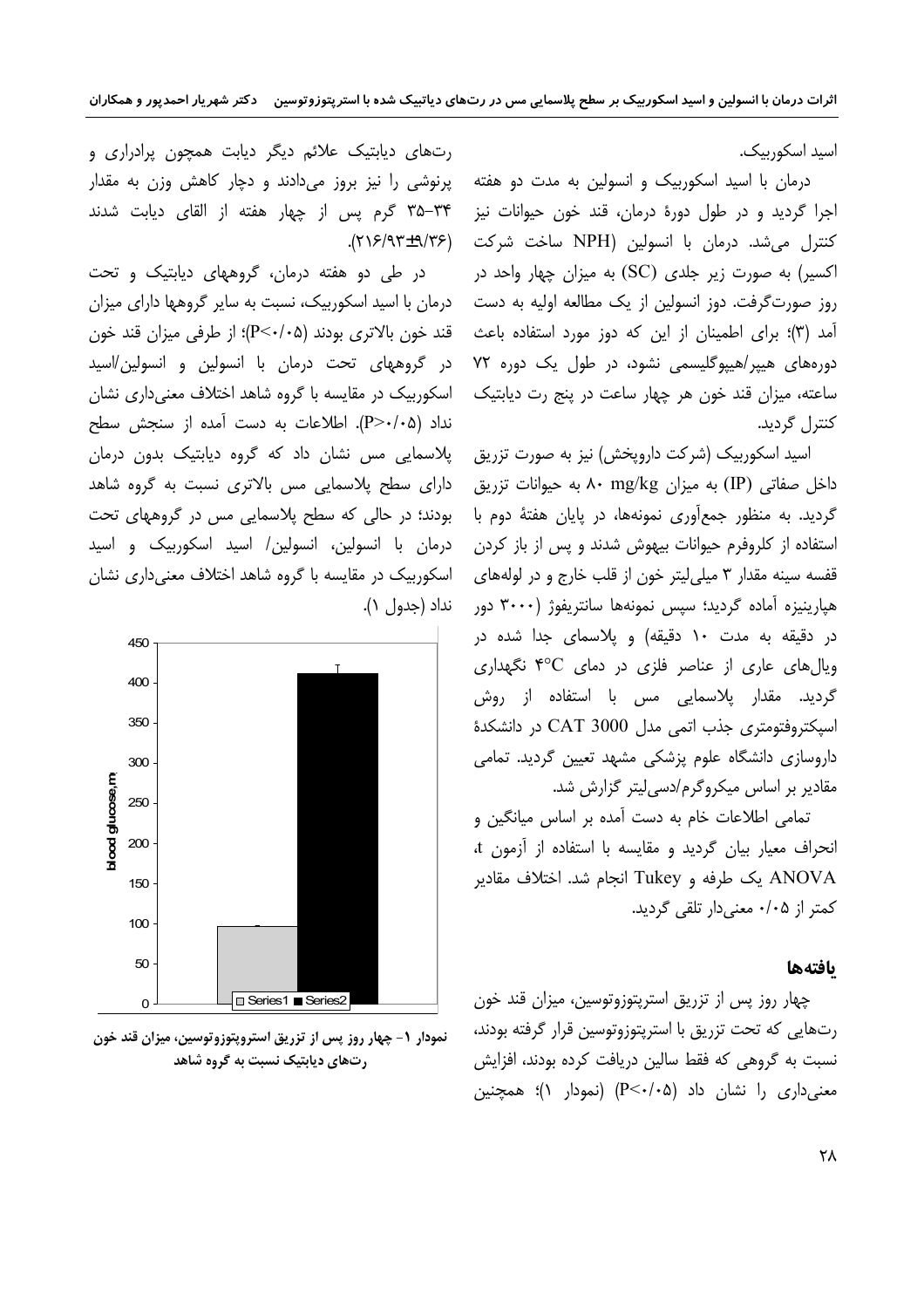اسید اسکوربیک.

درمان با اسید اسکوربیک و انسولین به مدت دو هفته اجرا گردید و در طول دورهٔ درمان، قند خون حیوانات نیز کنترل می‌شد. درمان با انسولین (NPH ساخت شرکت اکسیر) به صورت زیر جلدی (SC) به میزان چهار واحد در روز صورت‌گرفت. دوز انسولین از یک مطالعه اولیه به دست آمد (۳)؛ برای اطمینان از این که دوز مورد استفاده باعث دوره‌های هیپر/هیپوگلیسمی نشود، در طول یک دوره ۷۲ ساعته، میزان قند خون هر چهار ساعت در پنج رت دیابتیک کنترل گردید.

اسید اسکوربیک (شرکت داروپخش) نیز به صورت تزریق داخل صفاتی (IP) به میزان ۸۰ mg/kg به حیوانات تزریق گردید. به منظور جمع‌آوری نمونه‌ها، در پایان هفتهٔ دوم با استفاده از کلروفرم حیوانات بیهوش شدند و پس از باز کردن قفسه سینه مقدار ۳ میلی‌لیتر خون از قلب خارج و در لوله‌های هپارینیزه آماده گردید؛ سپس نمونه‌ها سانتریفوژ (۳۰۰۰ دور در دقیقه به مدت ۱۰ دقیقه) و پلاسمای جدا شده در ویال‌های عاری از عناصر فلزی در دمای ۴°C نگهداری گردید. مقدار پلاسمایی مس با استفاده از روش اسپکتروفتومتری جذب اتمی مدل CAT 3000 در دانشکدهٔ داروسازی دانشگاه علوم پزشکی مشهد تعیین گردید. تمامی مقادیر بر اساس میکروگرم/دسی‌لیتر گزارش شد.

تمامی اطلاعات خام به دست آمده بر اساس میانگین و انحراف معیار بیان گردید و مقایسه با استفاده از آزمون t، ANOVA یک طرفه و Tukey انجام شد. اختلاف مقادیر کمتر از ۰/۰۵ معنی‌دار تلقی گردید.

## یافته‌ها

چهار روز پس از تزریق استرپتوزوتوسین، میزان قند خون رت‌هایی که تحت تزریق با استرپتوزوتوسین قرار گرفته بودند، نسبت به گروهی که فقط سالین دریافت کرده بودند، افزایش معنی‌داری را نشان داد (P<۰/۰۵) (نمودار ۱)؛ همچنین رت‌های دیابتیک علائم دیگر دیابت همچون پرادراری و پرنوشی را نیز بروز می‌دادند و دچار کاهش وزن به مقدار ۳۵-۳۴ گرم پس از چهار هفته از القای دیابت شدند (۲۱۶/۹۳±۹/۳۶).

در طی دو هفته درمان، گروههای دیابتیک و تحت درمان با اسید اسکوربیک، نسبت به سایر گروهها دارای میزان قند خون بالاتری بودند (P<۰/۰۵)؛ از طرفی میزان قند خون در گروههای تحت درمان با انسولین و انسولین/اسید اسکوربیک در مقایسه با گروه شاهد اختلاف معنی‌داری نشان نداد (P>۰/۰۵). اطلاعات به دست آمده از سنجش سطح پلاسمایی مس نشان داد که گروه دیابتیک بدون درمان دارای سطح پلاسمایی مس بالاتری نسبت به گروه شاهد بودند؛ در حالی که سطح پلاسمایی مس در گروههای تحت درمان با انسولین، انسولین/ اسید اسکوربیک و اسید اسکوربیک در مقایسه با گروه شاهد اختلاف معنی‌داری نشان نداد (جدول ۱).

**نمودار ۱- چهار روز پس از تزریق استروپتوزوتوسین، میزان قند خون رت‌های دیابتیک نسبت به گروه شاهد**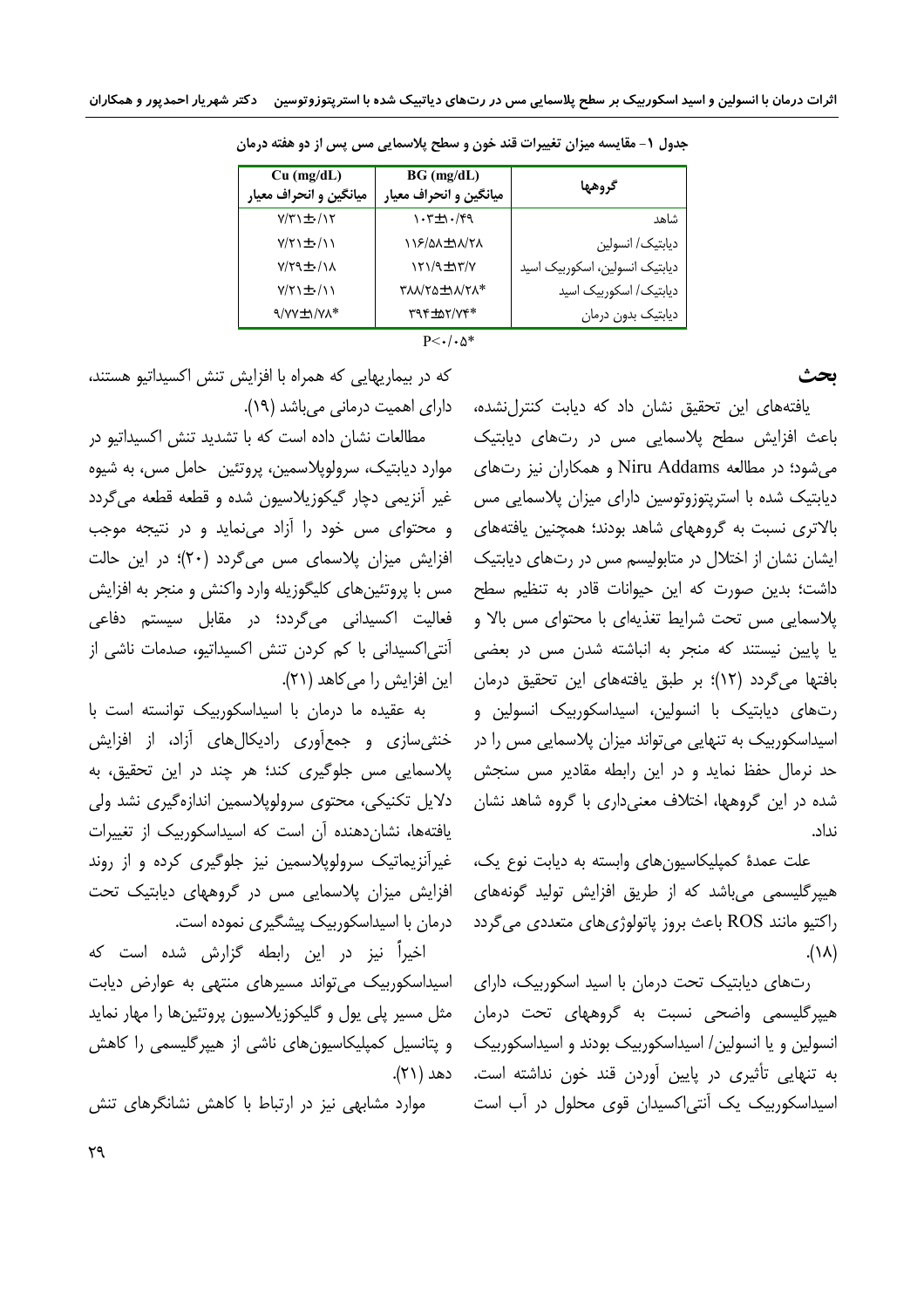جدول ۱- مقایسه میزان تغییرات قند خون و سطح پلاسمایی مس پس از دو هفته درمان

| گروهها | BG (mg/dL) میانگین و انحراف معیار | Cu (mg/dL) میانگین و انحراف معیار |
|---|---|---|
| شاهد | ۱۰۳±۱۰/۴۹ | ۷/۳۱±۰/۱۲ |
| دیابتیک/ انسولین | ۱۱۶/۵۸±۱۸/۲۸ | ۷/۲۱±۰/۱۱ |
| دیابتیک انسولین، اسکوربیک اسید | ۱۲۱/۹±۱۳/۷ | ۷/۲۹±۰/۱۸ |
| دیابتیک/ اسکوربیک اسید | ۳۸۸/۲۵±۱۸/۲۸* | ۷/۲۱±۰/۱۱ |
| دیابتیک بدون درمان | ۳۹۴±۵۲/۷۴* | ۹/۷۷±۱/۷۸* |

P<۰/۰۵*

## بحث

یافته‌های این تحقیق نشان داد که دیابت کنترل‌نشده، باعث افزایش سطح پلاسمایی مس در رت‌های دیابتیک می‌شود؛ در مطالعه Niru Addams و همکاران نیز رت‌های دیابتیک شده با استرپتوزوتوسین دارای میزان پلاسمایی مس بالاتری نسبت به گروههای شاهد بودند؛ همچنین یافته‌های ایشان نشان از اختلال در متابولیسم مس در رت‌های دیابتیک داشت؛ بدین صورت که این حیوانات قادر به تنظیم سطح پلاسمایی مس تحت شرایط تغذیه‌ای با محتوای مس بالا و یا پایین نیستند که منجر به انباشته شدن مس در بعضی بافتها می‌گردد (۱۲)؛ بر طبق یافته‌های این تحقیق درمان رت‌های دیابتیک با انسولین، اسیداسکوربیک انسولین و اسیداسکوربیک به تنهایی می‌تواند میزان پلاسمایی مس را در حد نرمال حفظ نماید و در این رابطه مقادیر مس سنجش شده در این گروهها، اختلاف معنی‌داری با گروه شاهد نشان نداد.

علت عمدهٔ کمپلیکاسیون‌های وابسته به دیابت نوع یک، هیپرگلیسمی می‌باشد که از طریق افزایش تولید گونه‌های راکتیو مانند ROS باعث بروز پاتولوژی‌های متعددی می‌گردد (۱۸).

رت‌های دیابتیک تحت درمان با اسید اسکوربیک، دارای هیپرگلیسمی واضحی نسبت به گروههای تحت درمان انسولین و یا انسولین/ اسیداسکوربیک بودند و اسیداسکوربیک به تنهایی تأثیری در پایین آوردن قند خون نداشته است. اسیداسکوربیک یک آنتی‌اکسیدان قوی محلول در آب است که در بیماریهایی که همراه با افزایش تنش اکسیداتیو هستند، دارای اهمیت درمانی می‌باشد (۱۹).

مطالعات نشان داده است که با تشدید تنش اکسیداتیو در موارد دیابتیک، سرولوپلاسمین، پروتئین حامل مس، به شیوه غیر آنزیمی دچار گیگوزیلاسیون شده و قطعه قطعه می‌گردد و محتوای مس خود را آزاد می‌نماید و در نتیجه موجب افزایش میزان پلاسمای مس می‌گردد (۲۰)؛ در این حالت مس با پروتئین‌های کلیگوزیله وارد واکنش و منجر به افزایش فعالیت اکسیدانی می‌گردد؛ در مقابل سیستم دفاعی آنتی‌اکسیدانی با کم کردن تنش اکسیداتیو، صدمات ناشی از این افزایش را می‌کاهد (۲۱).

به عقیده ما درمان با اسیداسکوربیک توانسته است با خنثی‌سازی و جمع‌آوری رادیکال‌های آزاد، از افزایش پلاسمایی مس جلوگیری کند؛ هر چند در این تحقیق، به دلایل تکنیکی، محتوی سرولوپلاسمین اندازه‌گیری نشد ولی یافته‌ها، نشان‌دهنده آن است که اسیداسکوربیک از تغییرات غیرآنزیماتیک سرولوپلاسمین نیز جلوگیری کرده و از روند افزایش میزان پلاسمایی مس در گروههای دیابتیک تحت درمان با اسیداسکوربیک پیشگیری نموده است.

اخیراً نیز در این رابطه گزارش شده است که اسیداسکوربیک می‌تواند مسیرهای منتهی به عوارض دیابت مثل مسیر پلی یول و گلیکوزیلاسیون پروتئین‌ها را مهار نماید و پتانسیل کمپلیکاسیون‌های ناشی از هیپرگلیسمی را کاهش دهد (۲۱).

موارد مشابهی نیز در ارتباط با کاهش نشانگرهای تنش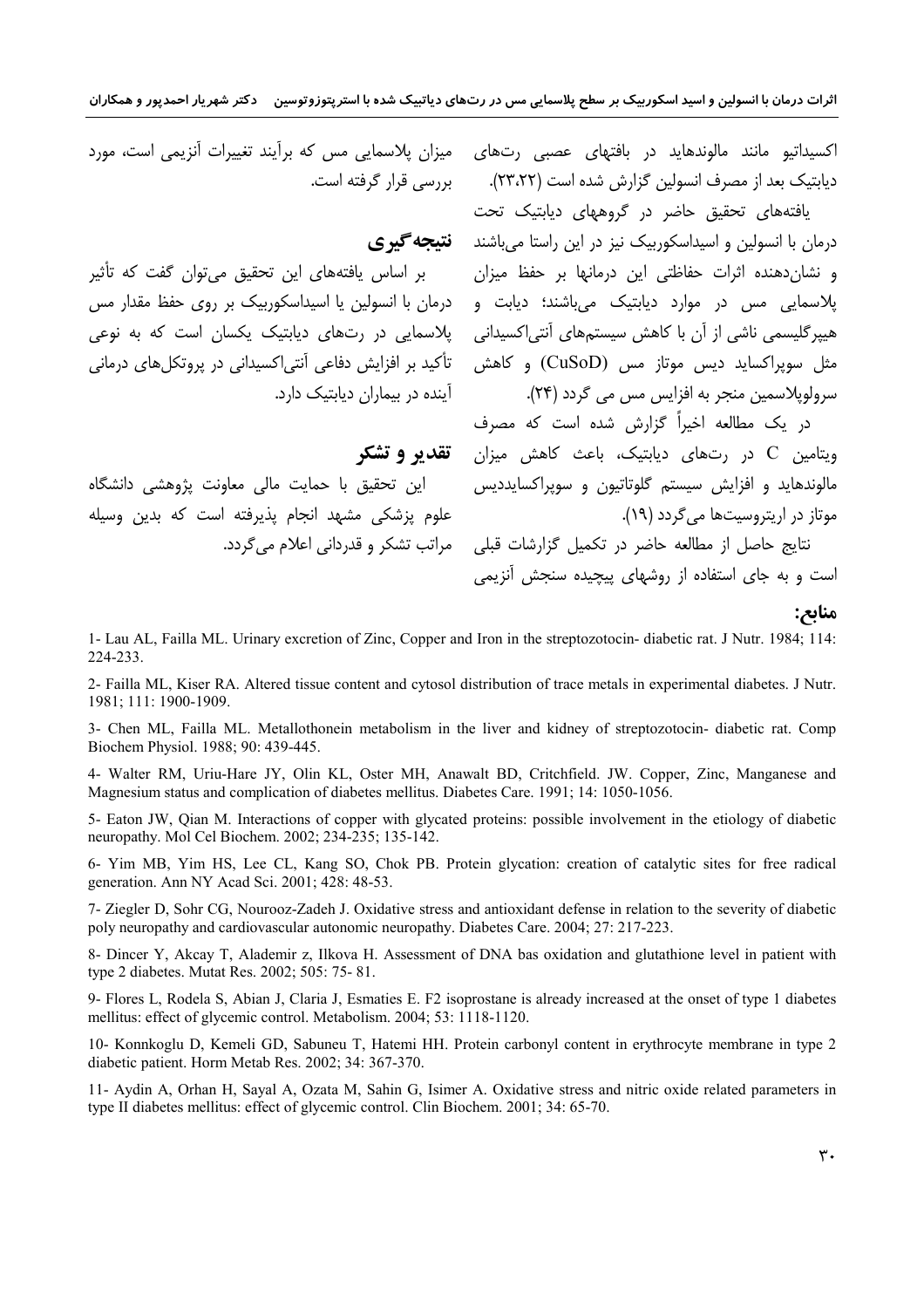اکسیداتیو مانند مالوندهاید در بافتهای عصبی رت‌های دیابتیک بعد از مصرف انسولین گزارش شده است (۲۳،۲۲).

یافته‌های تحقیق حاضر در گروههای دیابتیک تحت درمان با انسولین و اسیداسکوربیک نیز در این راستا می‌باشند و نشان‌دهنده اثرات حفاظتی این درمانها بر حفظ میزان پلاسمایی مس در موارد دیابتیک می‌باشند؛ دیابت و هیپرگلیسمی ناشی از آن با کاهش سیستم‌های آنتی‌اکسیدانی مثل سوپراکساید دیس موتاز مس (CuSoD) و کاهش سرولوپلاسمین منجر به افزایس مس می گردد (۲۴).

در یک مطالعه اخیراً گزارش شده است که مصرف ویتامین C در رت‌های دیابتیک، باعث کاهش میزان مالوندهاید و افزایش سیستم گلوتاتیون و سوپراکسایددیس موتاز در اریتروسیت‌ها می‌گردد (۱۹).

نتایج حاصل از مطالعه حاضر در تکمیل گزارشات قبلی است و به جای استفاده از روشهای پیچیده سنجش آنزیمی میزان پلاسمایی مس که برآیند تغییرات آنزیمی است، مورد بررسی قرار گرفته است.

## نتیجه‌گیری

بر اساس یافته‌های این تحقیق می‌توان گفت که تأثیر درمان با انسولین یا اسیداسکوربیک بر روی حفظ مقدار مس پلاسمایی در رت‌های دیابتیک یکسان است که به نوعی تأکید بر افزایش دفاعی آنتی‌اکسیدانی در پروتکل‌های درمانی آینده در بیماران دیابتیک دارد.

## تقدیر و تشکر

این تحقیق با حمایت مالی معاونت پژوهشی دانشگاه علوم پزشکی مشهد انجام پذیرفته است که بدین وسیله مراتب تشکر و قدردانی اعلام می‌گردد.

## منابع:

1- Lau AL, Failla ML. Urinary excretion of Zinc, Copper and Iron in the streptozotocin- diabetic rat. J Nutr. 1984; 114: 224-233.

2- Failla ML, Kiser RA. Altered tissue content and cytosol distribution of trace metals in experimental diabetes. J Nutr. 1981; 111: 1900-1909.

3- Chen ML, Failla ML. Metallothonein metabolism in the liver and kidney of streptozotocin- diabetic rat. Comp Biochem Physiol. 1988; 90: 439-445.

4- Walter RM, Uriu-Hare JY, Olin KL, Oster MH, Anawalt BD, Critchfield. JW. Copper, Zinc, Manganese and Magnesium status and complication of diabetes mellitus. Diabetes Care. 1991; 14: 1050-1056.

5- Eaton JW, Qian M. Interactions of copper with glycated proteins: possible involvement in the etiology of diabetic neuropathy. Mol Cel Biochem. 2002; 234-235; 135-142.

6- Yim MB, Yim HS, Lee CL, Kang SO, Chok PB. Protein glycation: creation of catalytic sites for free radical generation. Ann NY Acad Sci. 2001; 428: 48-53.

7- Ziegler D, Sohr CG, Nourooz-Zadeh J. Oxidative stress and antioxidant defense in relation to the severity of diabetic poly neuropathy and cardiovascular autonomic neuropathy. Diabetes Care. 2004; 27: 217-223.

8- Dincer Y, Akcay T, Alademir z, Ilkova H. Assessment of DNA bas oxidation and glutathione level in patient with type 2 diabetes. Mutat Res. 2002; 505: 75- 81.

9- Flores L, Rodela S, Abian J, Claria J, Esmaties E. F2 isoprostane is already increased at the onset of type 1 diabetes mellitus: effect of glycemic control. Metabolism. 2004; 53: 1118-1120.

10- Konnkoglu D, Kemeli GD, Sabuneu T, Hatemi HH. Protein carbonyl content in erythrocyte membrane in type 2 diabetic patient. Horm Metab Res. 2002; 34: 367-370.

11- Aydin A, Orhan H, Sayal A, Ozata M, Sahin G, Isimer A. Oxidative stress and nitric oxide related parameters in type II diabetes mellitus: effect of glycemic control. Clin Biochem. 2001; 34: 65-70.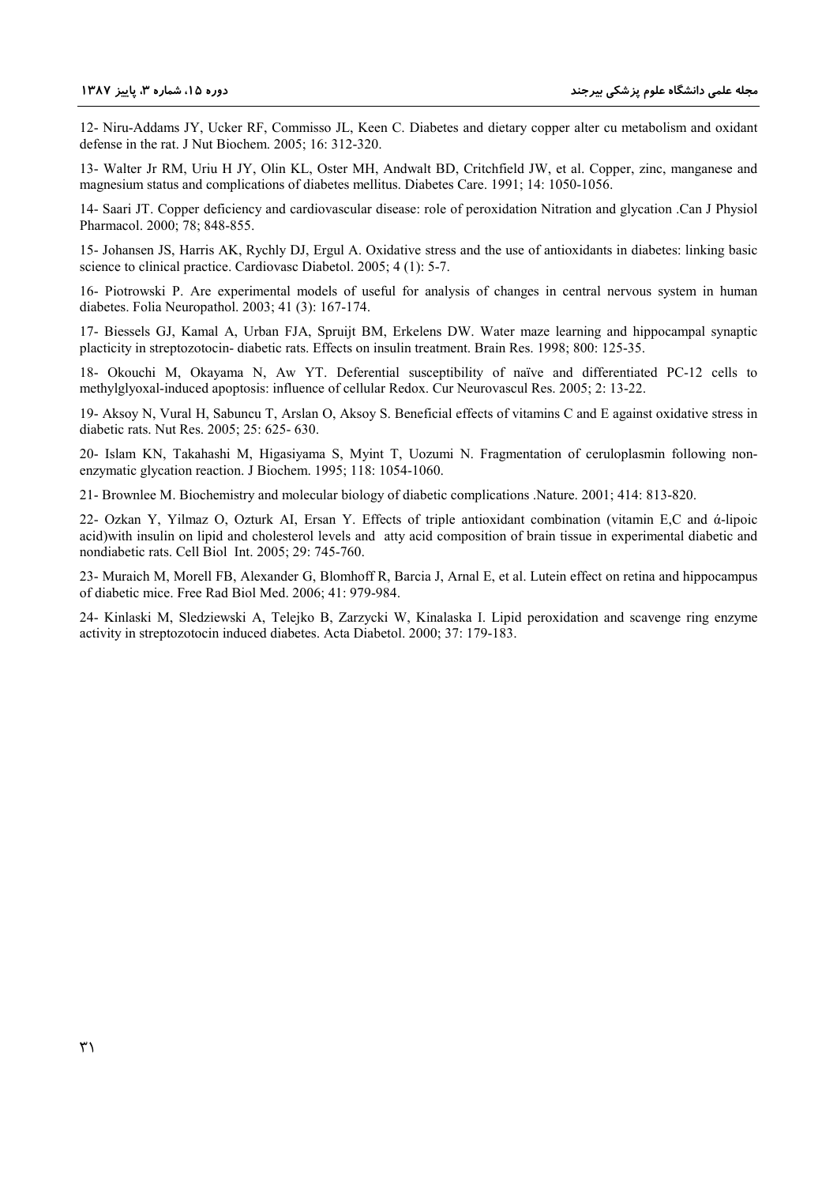12- Niru-Addams JY, Ucker RF, Commisso JL, Keen C. Diabetes and dietary copper alter cu metabolism and oxidant defense in the rat. J Nut Biochem. 2005; 16: 312-320.

13- Walter Jr RM, Uriu H JY, Olin KL, Oster MH, Andwalt BD, Critchfield JW, et al. Copper, zinc, manganese and magnesium status and complications of diabetes mellitus. Diabetes Care. 1991; 14: 1050-1056.

14- Saari JT. Copper deficiency and cardiovascular disease: role of peroxidation Nitration and glycation .Can J Physiol Pharmacol. 2000; 78; 848-855.

15- Johansen JS, Harris AK, Rychly DJ, Ergul A. Oxidative stress and the use of antioxidants in diabetes: linking basic science to clinical practice. Cardiovasc Diabetol. 2005; 4 (1): 5-7.

16- Piotrowski P. Are experimental models of useful for analysis of changes in central nervous system in human diabetes. Folia Neuropathol. 2003; 41 (3): 167-174.

17- Biessels GJ, Kamal A, Urban FJA, Spruijt BM, Erkelens DW. Water maze learning and hippocampal synaptic placticity in streptozotocin- diabetic rats. Effects on insulin treatment. Brain Res. 1998; 800: 125-35.

18- Okouchi M, Okayama N, Aw YT. Deferential susceptibility of naïve and differentiated PC-12 cells to methylglyoxal-induced apoptosis: influence of cellular Redox. Cur Neurovascul Res. 2005; 2: 13-22.

19- Aksoy N, Vural H, Sabuncu T, Arslan O, Aksoy S. Beneficial effects of vitamins C and E against oxidative stress in diabetic rats. Nut Res. 2005; 25: 625- 630.

20- Islam KN, Takahashi M, Higasiyama S, Myint T, Uozumi N. Fragmentation of ceruloplasmin following non-enzymatic glycation reaction. J Biochem. 1995; 118: 1054-1060.

21- Brownlee M. Biochemistry and molecular biology of diabetic complications .Nature. 2001; 414: 813-820.

22- Ozkan Y, Yilmaz O, Ozturk AI, Ersan Y. Effects of triple antioxidant combination (vitamin E,C and ά-lipoic acid)with insulin on lipid and cholesterol levels and atty acid composition of brain tissue in experimental diabetic and nondiabetic rats. Cell Biol Int. 2005; 29: 745-760.

23- Muraich M, Morell FB, Alexander G, Blomhoff R, Barcia J, Arnal E, et al. Lutein effect on retina and hippocampus of diabetic mice. Free Rad Biol Med. 2006; 41: 979-984.

24- Kinlaski M, Sledziewski A, Telejko B, Zarzycki W, Kinalaska I. Lipid peroxidation and scavenge ring enzyme activity in streptozotocin induced diabetes. Acta Diabetol. 2000; 37: 179-183.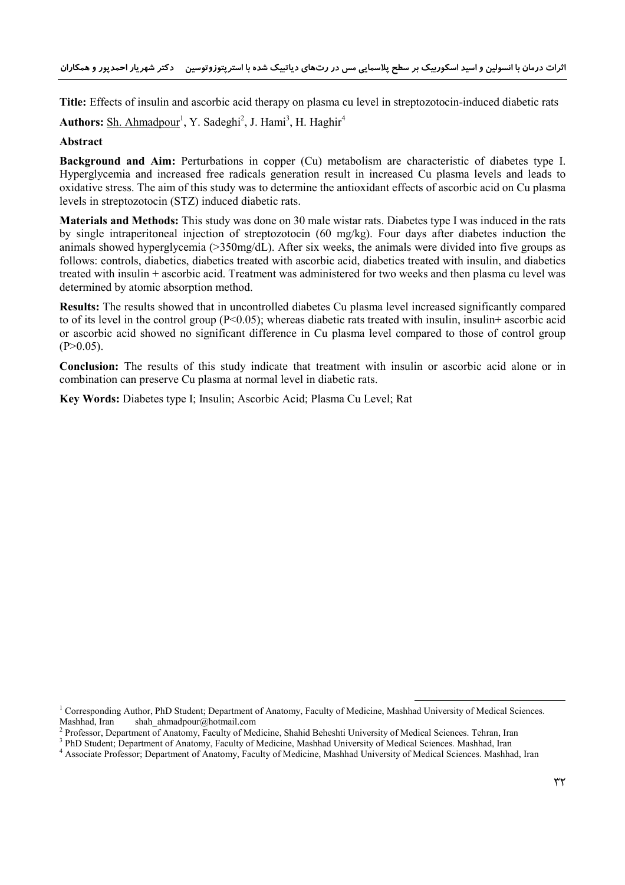**Title:** Effects of insulin and ascorbic acid therapy on plasma cu level in streptozotocin-induced diabetic rats

**Authors:** Sh. Ahmadpour[1], Y. Sadeghi[2], J. Hami[3], H. Haghir[4]

**Abstract**

**Background and Aim:** Perturbations in copper (Cu) metabolism are characteristic of diabetes type I. Hyperglycemia and increased free radicals generation result in increased Cu plasma levels and leads to oxidative stress. The aim of this study was to determine the antioxidant effects of ascorbic acid on Cu plasma levels in streptozotocin (STZ) induced diabetic rats.

**Materials and Methods:** This study was done on 30 male wistar rats. Diabetes type I was induced in the rats by single intraperitoneal injection of streptozotocin (60 mg/kg). Four days after diabetes induction the animals showed hyperglycemia (>350mg/dL). After six weeks, the animals were divided into five groups as follows: controls, diabetics, diabetics treated with ascorbic acid, diabetics treated with insulin, and diabetics treated with insulin + ascorbic acid. Treatment was administered for two weeks and then plasma cu level was determined by atomic absorption method.

**Results:** The results showed that in uncontrolled diabetes Cu plasma level increased significantly compared to of its level in the control group ($P<0.05$); whereas diabetic rats treated with insulin, insulin+ ascorbic acid or ascorbic acid showed no significant difference in Cu plasma level compared to those of control group ($P>0.05$).

**Conclusion:** The results of this study indicate that treatment with insulin or ascorbic acid alone or in combination can preserve Cu plasma at normal level in diabetic rats.

**Key Words:** Diabetes type I; Insulin; Ascorbic Acid; Plasma Cu Level; Rat

---

[1] Corresponding Author, PhD Student; Department of Anatomy, Faculty of Medicine, Mashhad University of Medical Sciences. Mashhad, Iran shah_ahmadpour@hotmail.com

[2] Professor, Department of Anatomy, Faculty of Medicine, Shahid Beheshti University of Medical Sciences. Tehran, Iran

[3] PhD Student; Department of Anatomy, Faculty of Medicine, Mashhad University of Medical Sciences. Mashhad, Iran

[4] Associate Professor; Department of Anatomy, Faculty of Medicine, Mashhad University of Medical Sciences. Mashhad, Iran